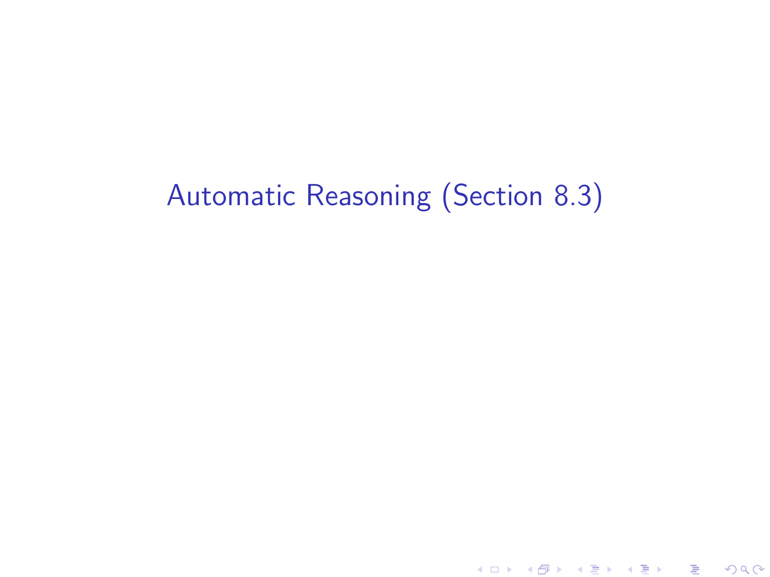# Automatic Reasoning (Section 8.3)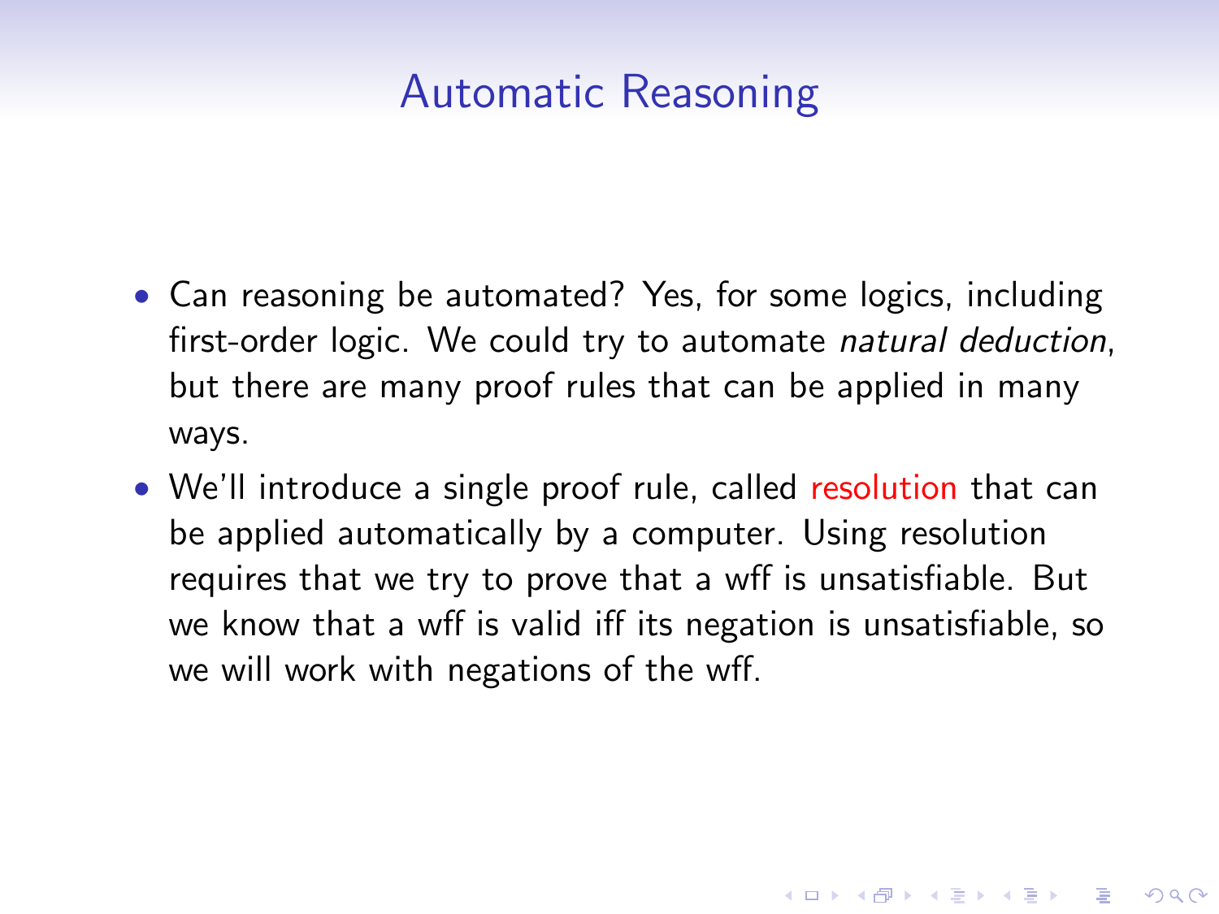# Automatic Reasoning

- Can reasoning be automated? Yes, for some logics, including first-order logic. We could try to automate *natural deduction*, but there are many proof rules that can be applied in many ways.
- We'll introduce a single proof rule, called resolution that can be applied automatically by a computer. Using resolution requires that we try to prove that a wff is unsatisfiable. But we know that a wff is valid iff its negation is unsatisfiable, so we will work with negations of the wff.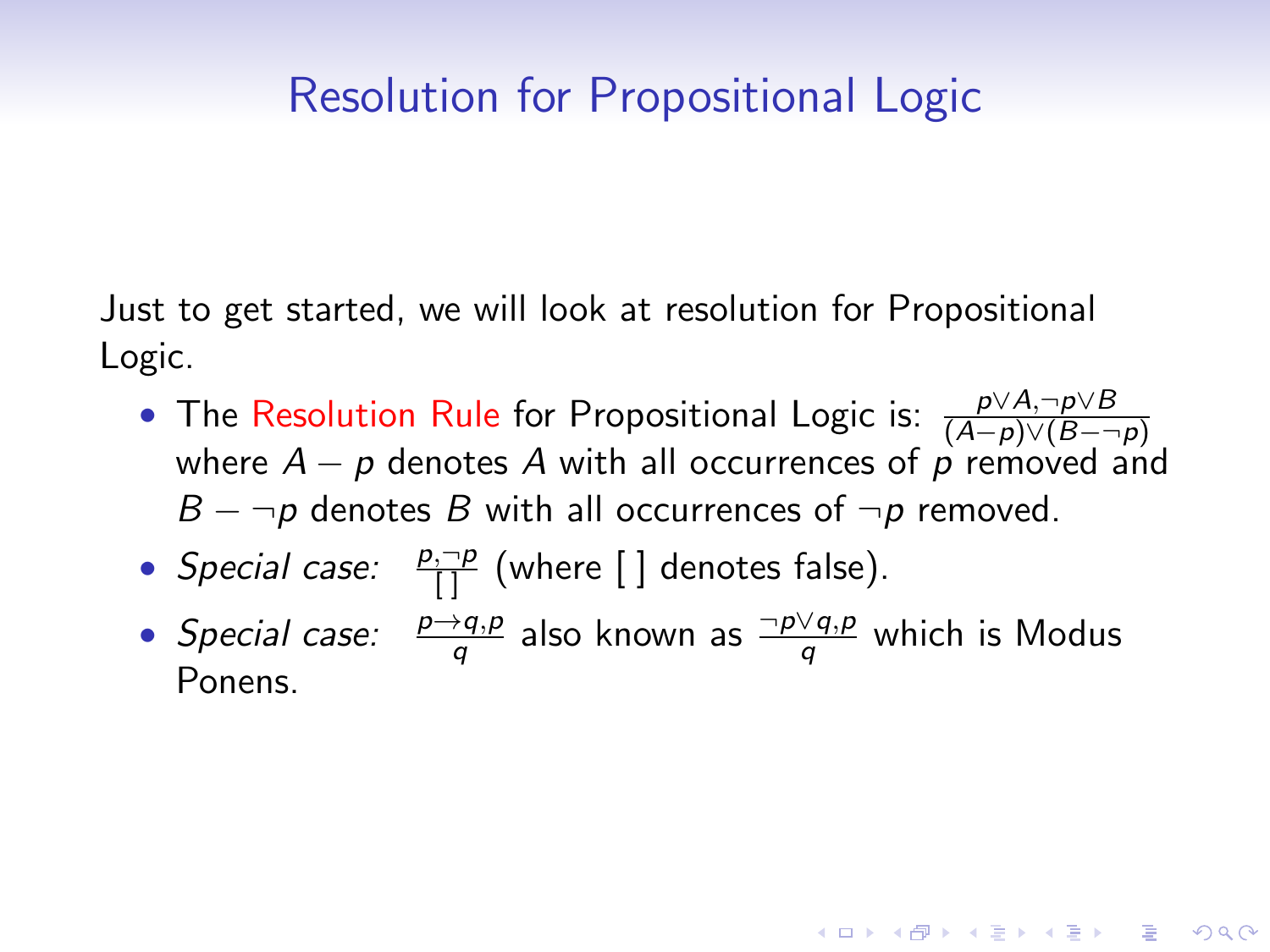# Resolution for Propositional Logic

Just to get started, we will look at resolution for Propositional Logic.

- The Resolution Rule for Propositional Logic is: $\frac{p \vee A, \neg p \vee B}{(A - p) \vee (B - \neg p)}$ where $A - p$ denotes $A$ with all occurrences of $p$ removed and $B - \neg p$ denotes $B$ with all occurrences of $\neg p$ removed.
- *Special case:* $\frac{p, \neg p}{[\,]}$ (where $[\,]$ denotes false).
- *Special case:* $\frac{p \rightarrow q, p}{q}$ also known as $\frac{\neg p \vee q, p}{q}$ which is Modus Ponens.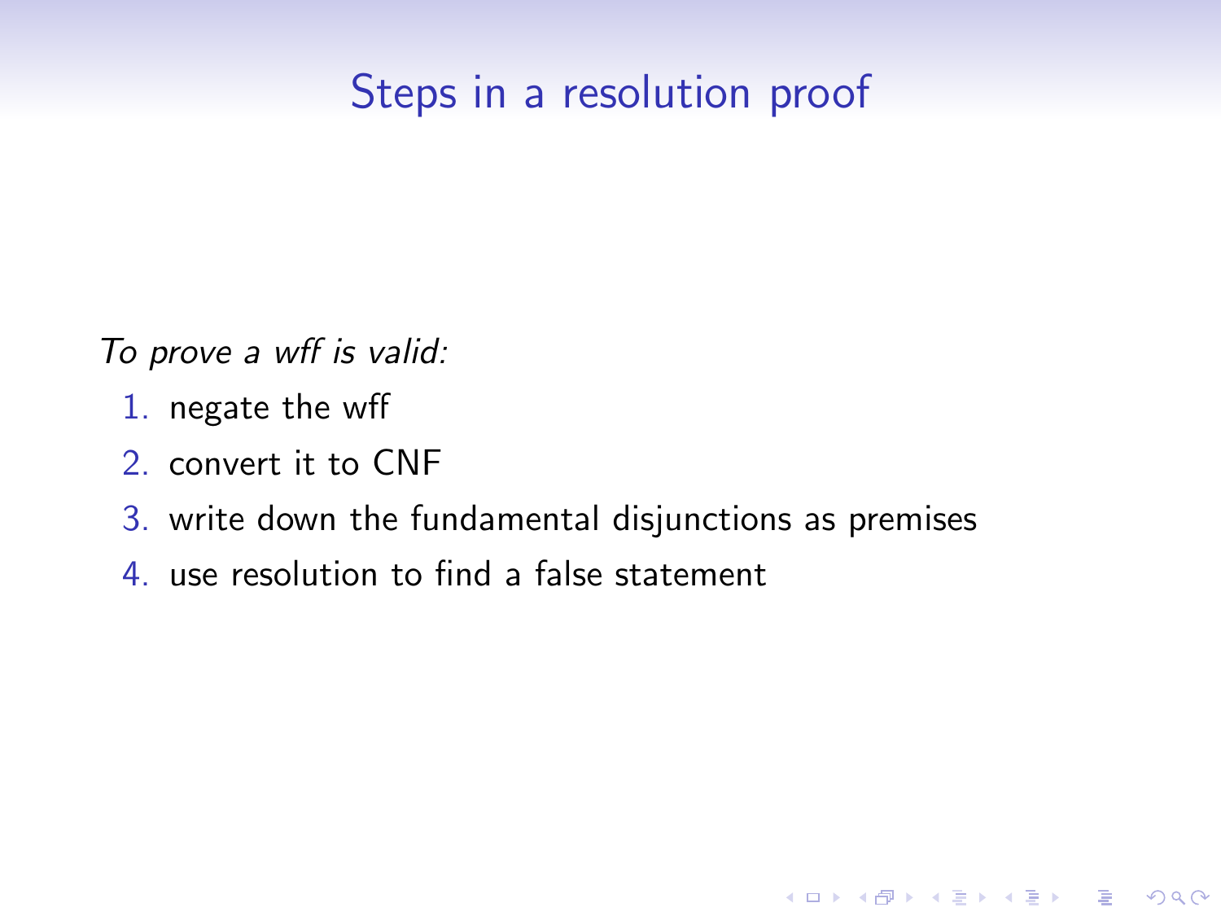# Steps in a resolution proof

*To prove a wff is valid:*

1. negate the wff
2. convert it to CNF
3. write down the fundamental disjunctions as premises
4. use resolution to find a false statement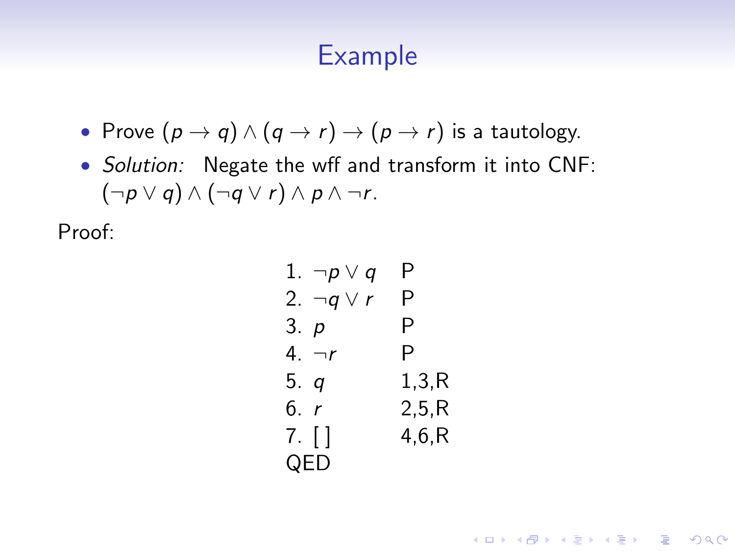# Example

- Prove $(p \to q) \land (q \to r) \to (p \to r)$ is a tautology.
- *Solution:* Negate the wff and transform it into CNF: $(\neg p \lor q) \land (\neg q \lor r) \land p \land \neg r$.

Proof:

| | | |
|---|---|---|
| 1. | $\neg p \lor q$ | P |
| 2. | $\neg q \lor r$ | P |
| 3. | $p$ | P |
| 4. | $\neg r$ | P |
| 5. | $q$ | 1,3,R |
| 6. | $r$ | 2,5,R |
| 7. | [ ] | 4,6,R |

QED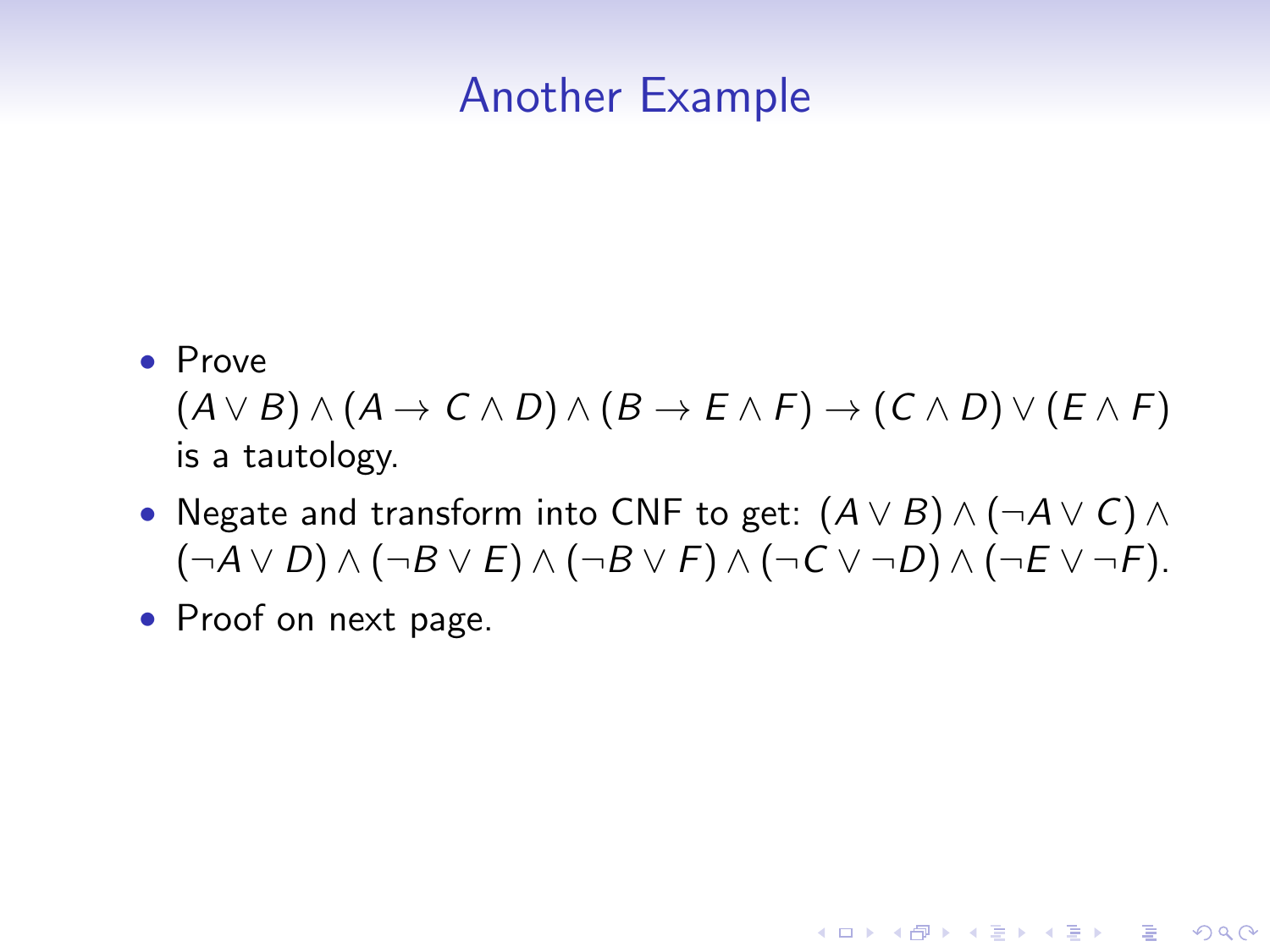# Another Example

- Prove $(A \vee B) \wedge (A \rightarrow C \wedge D) \wedge (B \rightarrow E \wedge F) \rightarrow (C \wedge D) \vee (E \wedge F)$ is a tautology.
- Negate and transform into CNF to get: $(A \vee B) \wedge (\neg A \vee C) \wedge (\neg A \vee D) \wedge (\neg B \vee E) \wedge (\neg B \vee F) \wedge (\neg C \vee \neg D) \wedge (\neg E \vee \neg F)$.
- Proof on next page.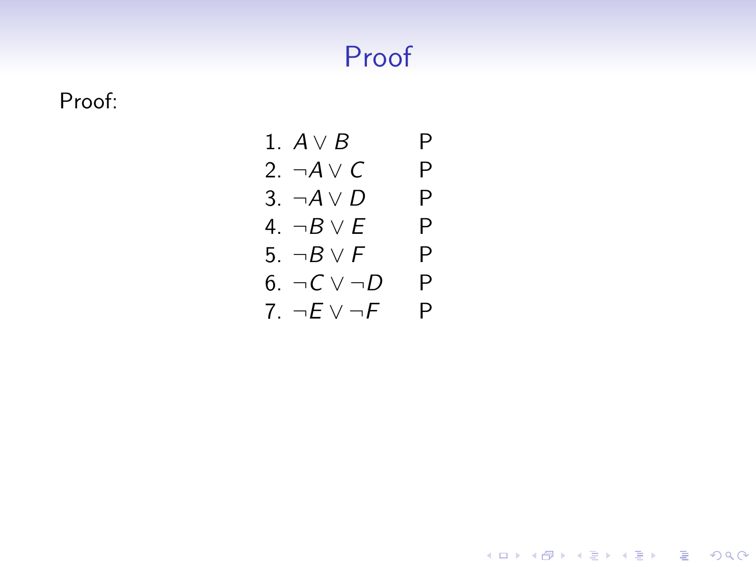# Proof

Proof:

| | | |
|---|---|---|
| 1. | $A \vee B$ | P |
| 2. | $\neg A \vee C$ | P |
| 3. | $\neg A \vee D$ | P |
| 4. | $\neg B \vee E$ | P |
| 5. | $\neg B \vee F$ | P |
| 6. | $\neg C \vee \neg D$ | P |
| 7. | $\neg E \vee \neg F$ | P |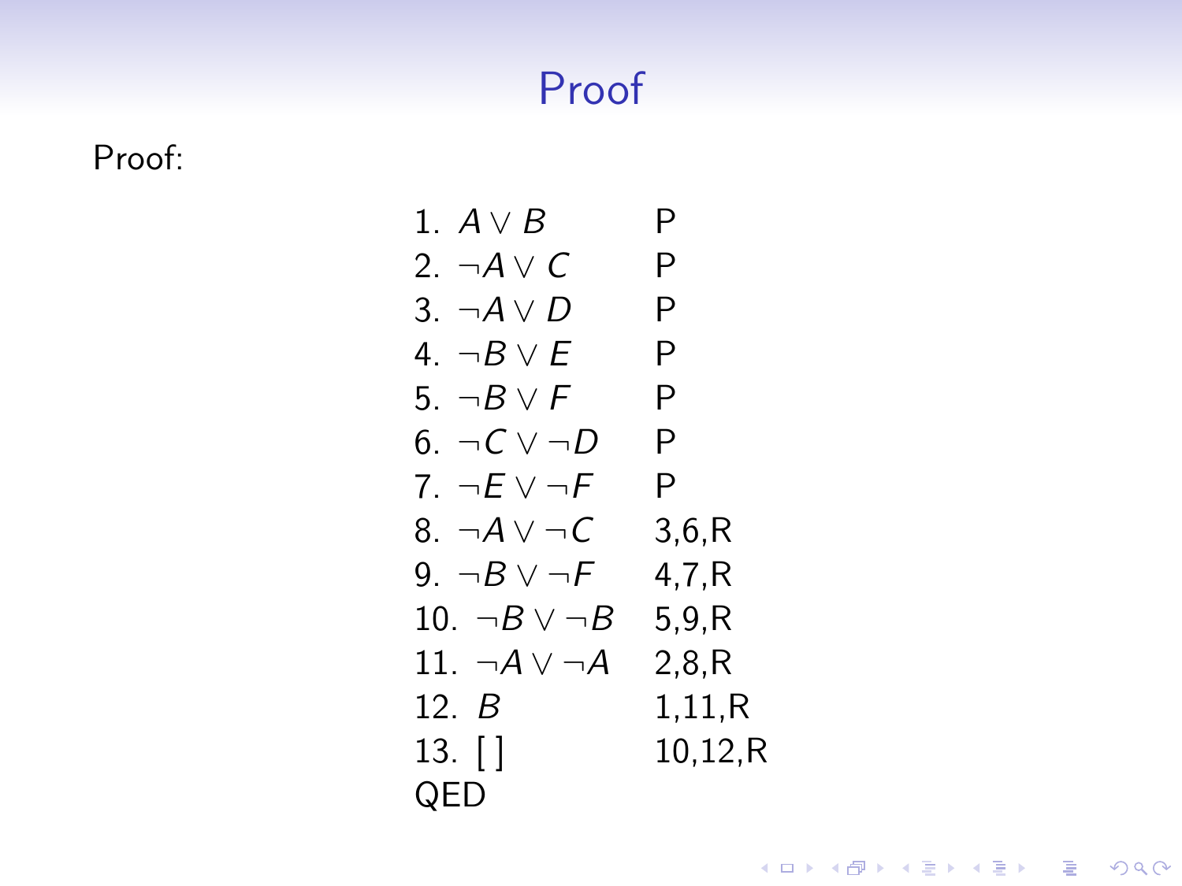# Proof

Proof:

| | | |
|---|---|---|
| 1. | $A \vee B$ | P |
| 2. | $\neg A \vee C$ | P |
| 3. | $\neg A \vee D$ | P |
| 4. | $\neg B \vee E$ | P |
| 5. | $\neg B \vee F$ | P |
| 6. | $\neg C \vee \neg D$ | P |
| 7. | $\neg E \vee \neg F$ | P |
| 8. | $\neg A \vee \neg C$ | 3,6,R |
| 9. | $\neg B \vee \neg F$ | 4,7,R |
| 10. | $\neg B \vee \neg B$ | 5,9,R |
| 11. | $\neg A \vee \neg A$ | 2,8,R |
| 12. | $B$ | 1,11,R |
| 13. | [ ] | 10,12,R |

QED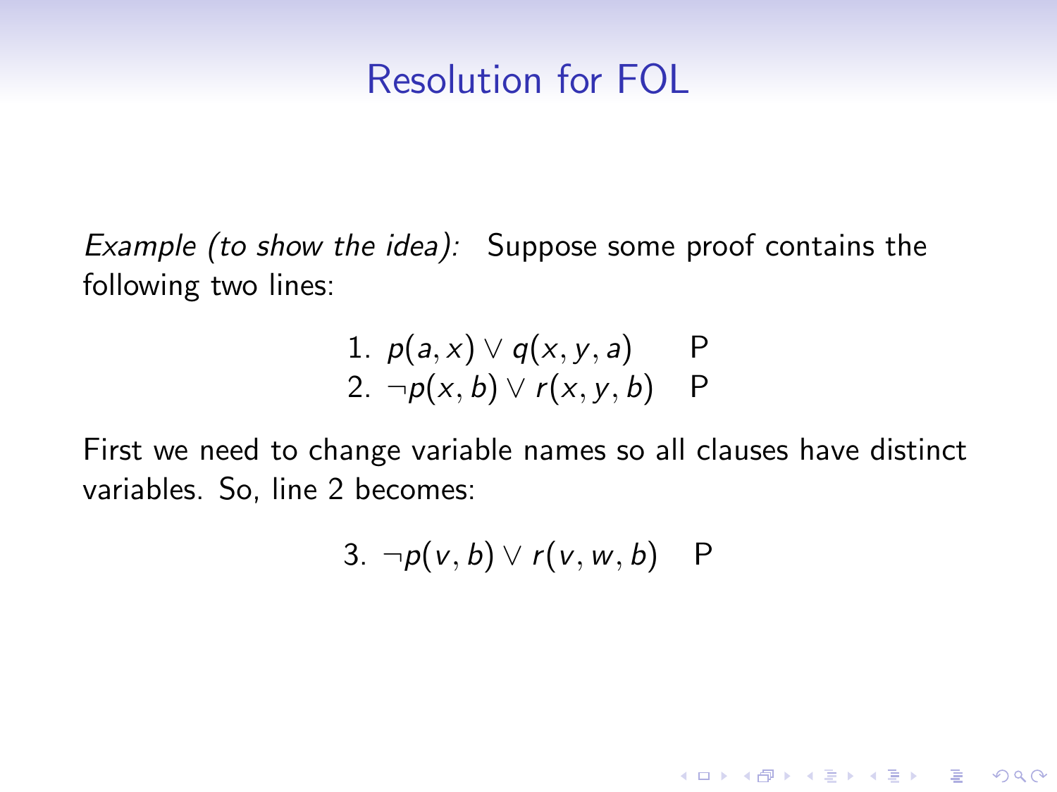# Resolution for FOL

*Example (to show the idea):* Suppose some proof contains the following two lines:

$$
\begin{array}{lll}
1. & p(a,x) \vee q(x,y,a) & \text{P} \\
2. & \neg p(x,b) \vee r(x,y,b) & \text{P}
\end{array}
$$

First we need to change variable names so all clauses have distinct variables. So, line 2 becomes:

$$
3. \ \neg p(v,b) \vee r(v,w,b) \quad \text{P}
$$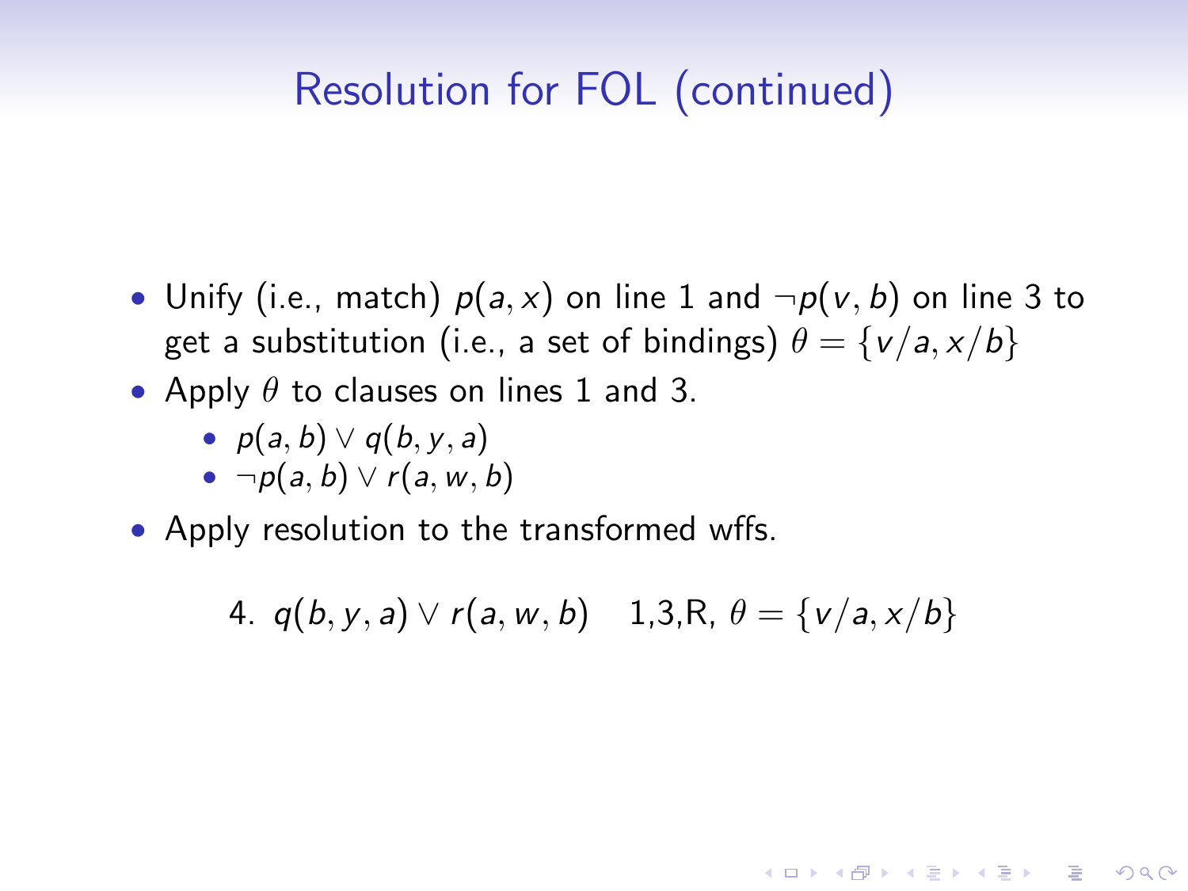# Resolution for FOL (continued)

- Unify (i.e., match) $p(a, x)$ on line 1 and $\neg p(v, b)$ on line 3 to get a substitution (i.e., a set of bindings) $\theta = \{v/a, x/b\}$
- Apply $\theta$ to clauses on lines 1 and 3.
  - $p(a, b) \lor q(b, y, a)$
  - $\neg p(a, b) \lor r(a, w, b)$
- Apply resolution to the transformed wffs.

$$4. \ \ q(b, y, a) \lor r(a, w, b) \quad \text{1,3,R, } \theta = \{v/a, x/b\}$$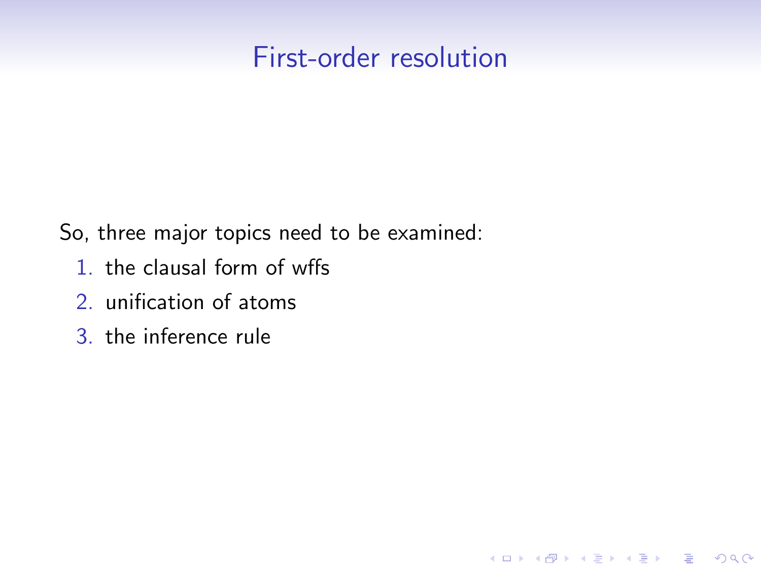# First-order resolution

So, three major topics need to be examined:

1. the clausal form of wffs
2. unification of atoms
3. the inference rule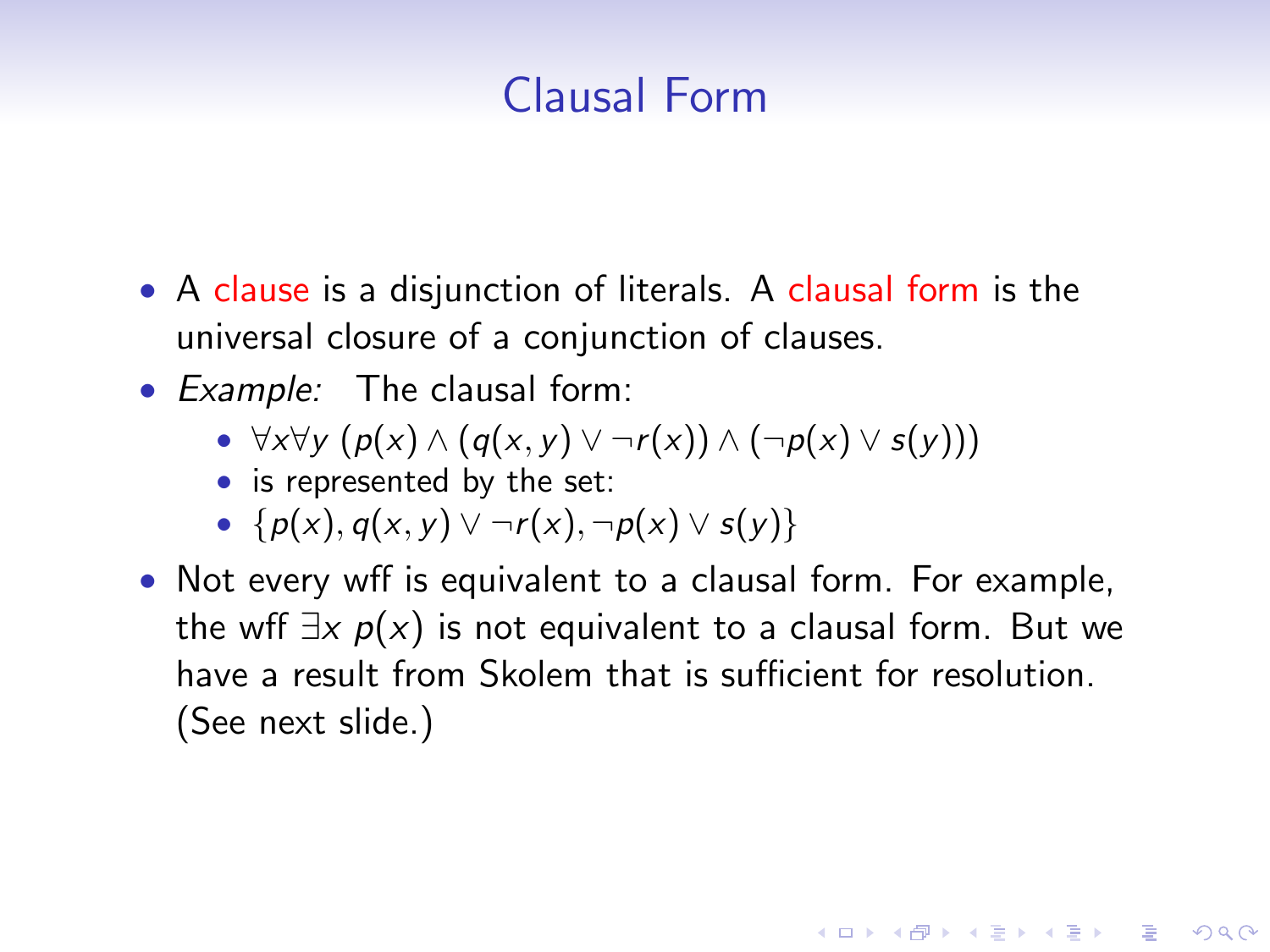# Clausal Form

- A clause is a disjunction of literals. A clausal form is the universal closure of a conjunction of clauses.
- *Example:* The clausal form:
  - $\forall x \forall y \, (p(x) \wedge (q(x, y) \vee \neg r(x)) \wedge (\neg p(x) \vee s(y)))$
  - is represented by the set:
  - $\{p(x), q(x, y) \vee \neg r(x), \neg p(x) \vee s(y)\}$
- Not every wff is equivalent to a clausal form. For example, the wff $\exists x \; p(x)$ is not equivalent to a clausal form. But we have a result from Skolem that is sufficient for resolution. (See next slide.)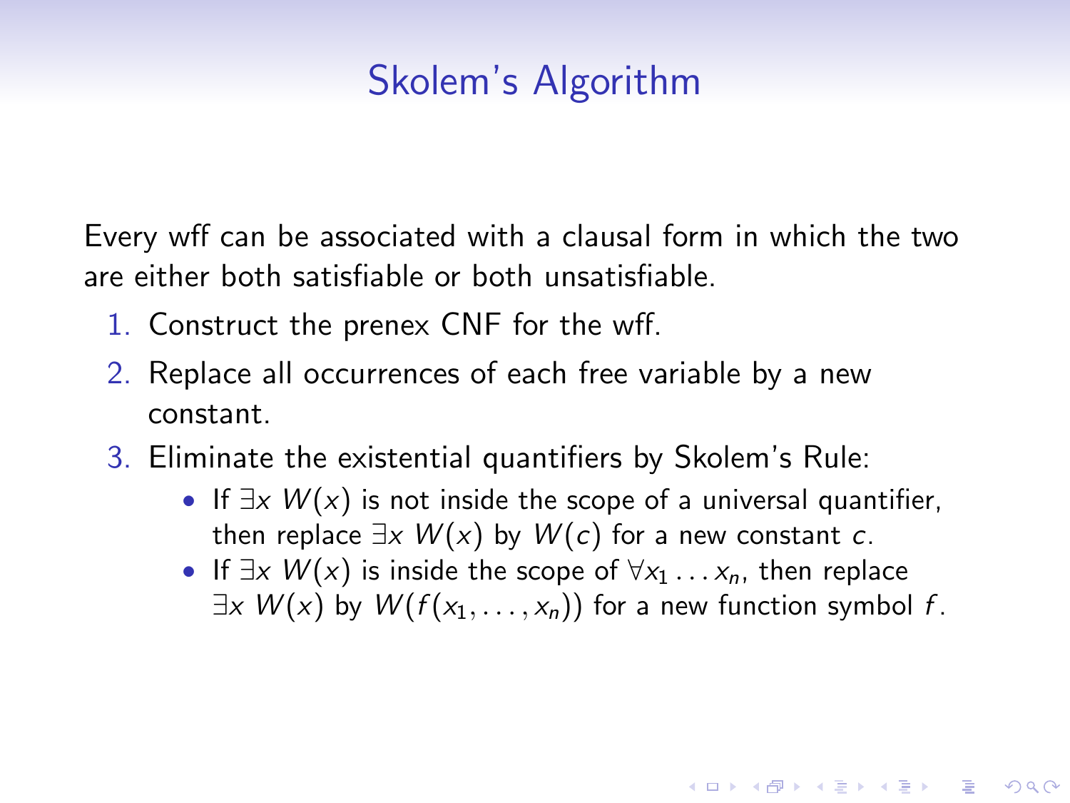# Skolem's Algorithm

Every wff can be associated with a clausal form in which the two are either both satisfiable or both unsatisfiable.

1. Construct the prenex CNF for the wff.
2. Replace all occurrences of each free variable by a new constant.
3. Eliminate the existential quantifiers by Skolem's Rule:
   - If $\exists x\ W(x)$ is not inside the scope of a universal quantifier, then replace $\exists x\ W(x)$ by $W(c)$ for a new constant $c$.
   - If $\exists x\ W(x)$ is inside the scope of $\forall x_1 \ldots x_n$, then replace $\exists x\ W(x)$ by $W(f(x_1, \ldots, x_n))$ for a new function symbol $f$.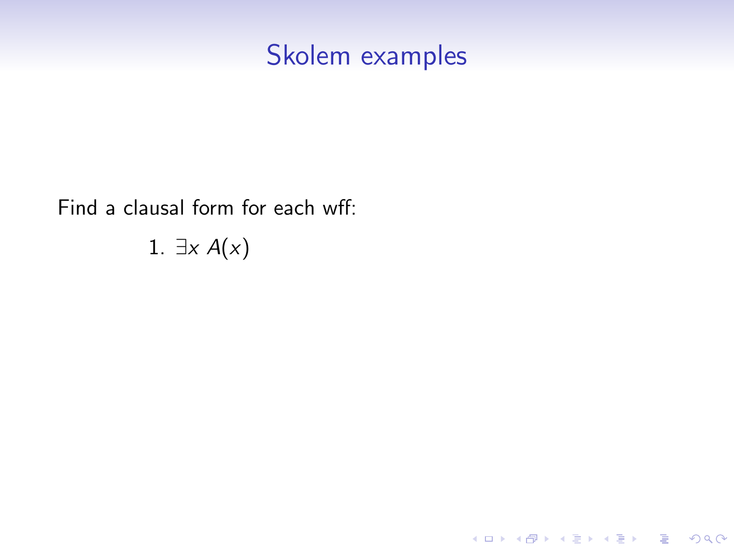# Skolem examples

Find a clausal form for each wff:

1. $\exists x \, A(x)$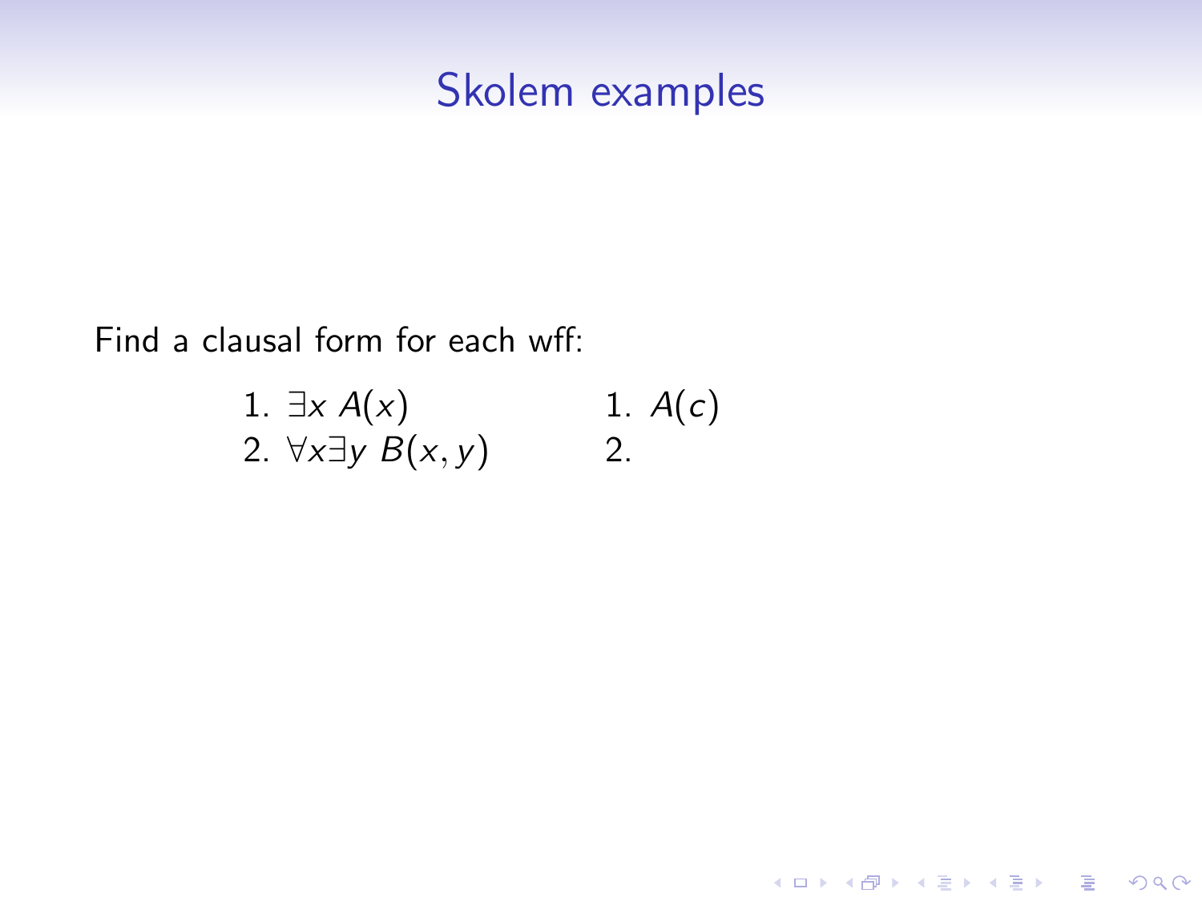# Skolem examples

Find a clausal form for each wff:

| | |
|---|---|
| 1. $\exists x\, A(x)$ | 1. $A(c)$ |
| 2. $\forall x \exists y\, B(x, y)$ | 2. |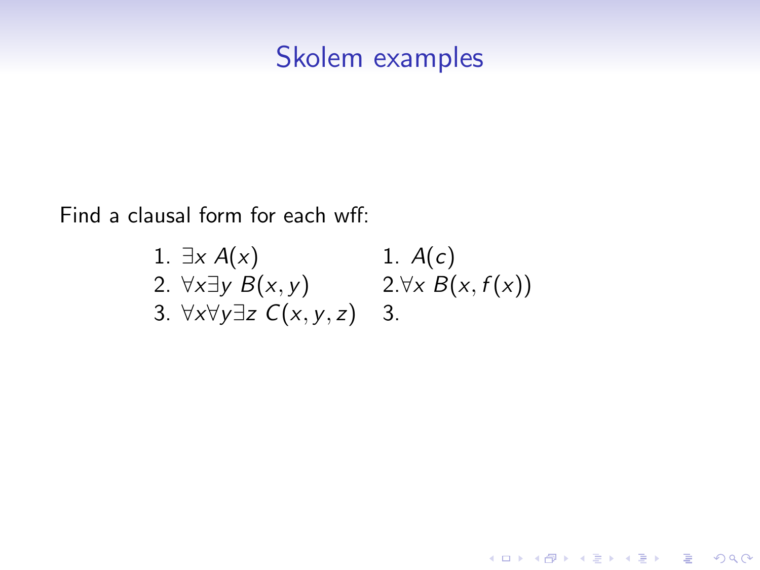# Skolem examples

Find a clausal form for each wff:

| | |
|---|---|
| 1. $\exists x \; A(x)$ | 1. $A(c)$ |
| 2. $\forall x \exists y \; B(x, y)$ | 2. $\forall x \; B(x, f(x))$ |
| 3. $\forall x \forall y \exists z \; C(x, y, z)$ | 3. |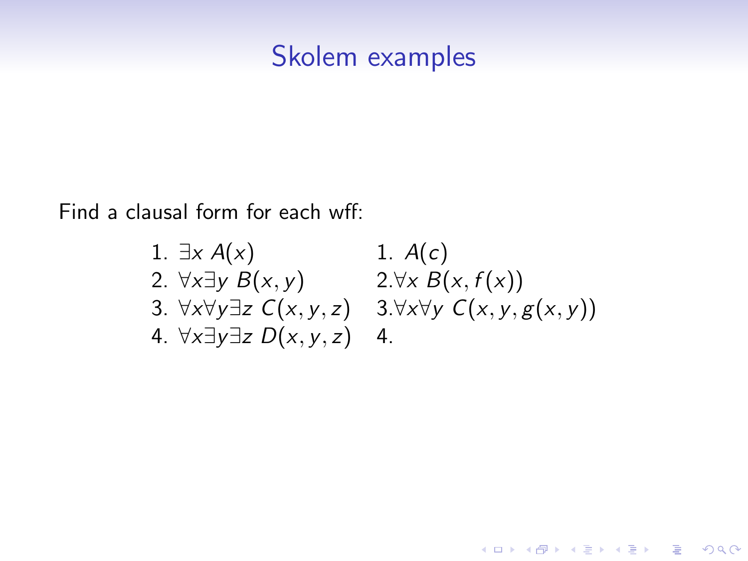# Skolem examples

Find a clausal form for each wff:

| | |
|---|---|
| 1. $\exists x\, A(x)$ | 1. $A(c)$ |
| 2. $\forall x \exists y\, B(x, y)$ | 2. $\forall x\, B(x, f(x))$ |
| 3. $\forall x \forall y \exists z\, C(x, y, z)$ | 3. $\forall x \forall y\, C(x, y, g(x, y))$ |
| 4. $\forall x \exists y \exists z\, D(x, y, z)$ | 4. |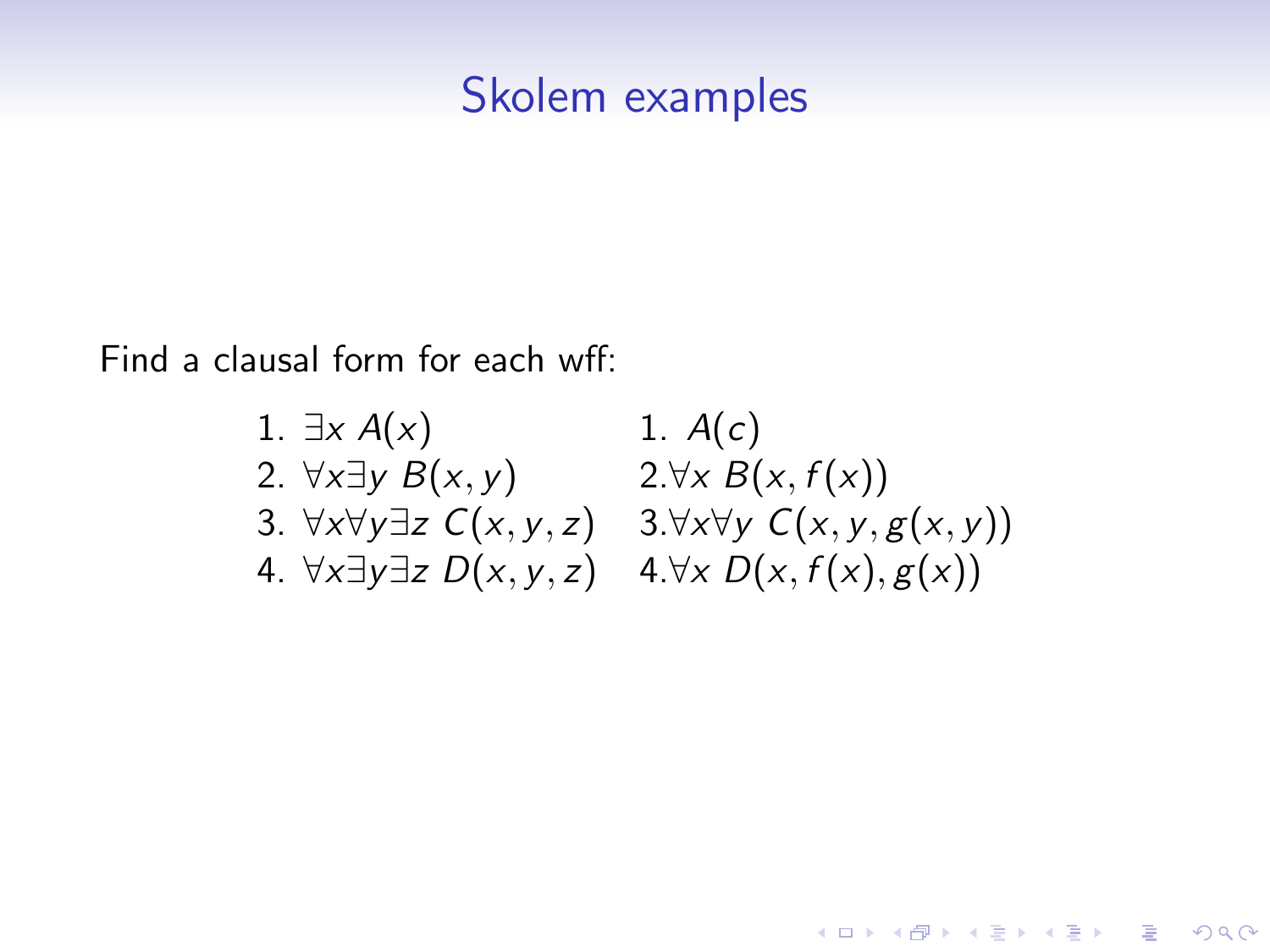# Skolem examples

Find a clausal form for each wff:

| | |
|---|---|
| 1. $\exists x\ A(x)$ | 1. $A(c)$ |
| 2. $\forall x \exists y\ B(x, y)$ | 2.$\forall x\ B(x, f(x))$ |
| 3. $\forall x \forall y \exists z\ C(x, y, z)$ | 3.$\forall x \forall y\ C(x, y, g(x, y))$ |
| 4. $\forall x \exists y \exists z\ D(x, y, z)$ | 4.$\forall x\ D(x, f(x), g(x))$ |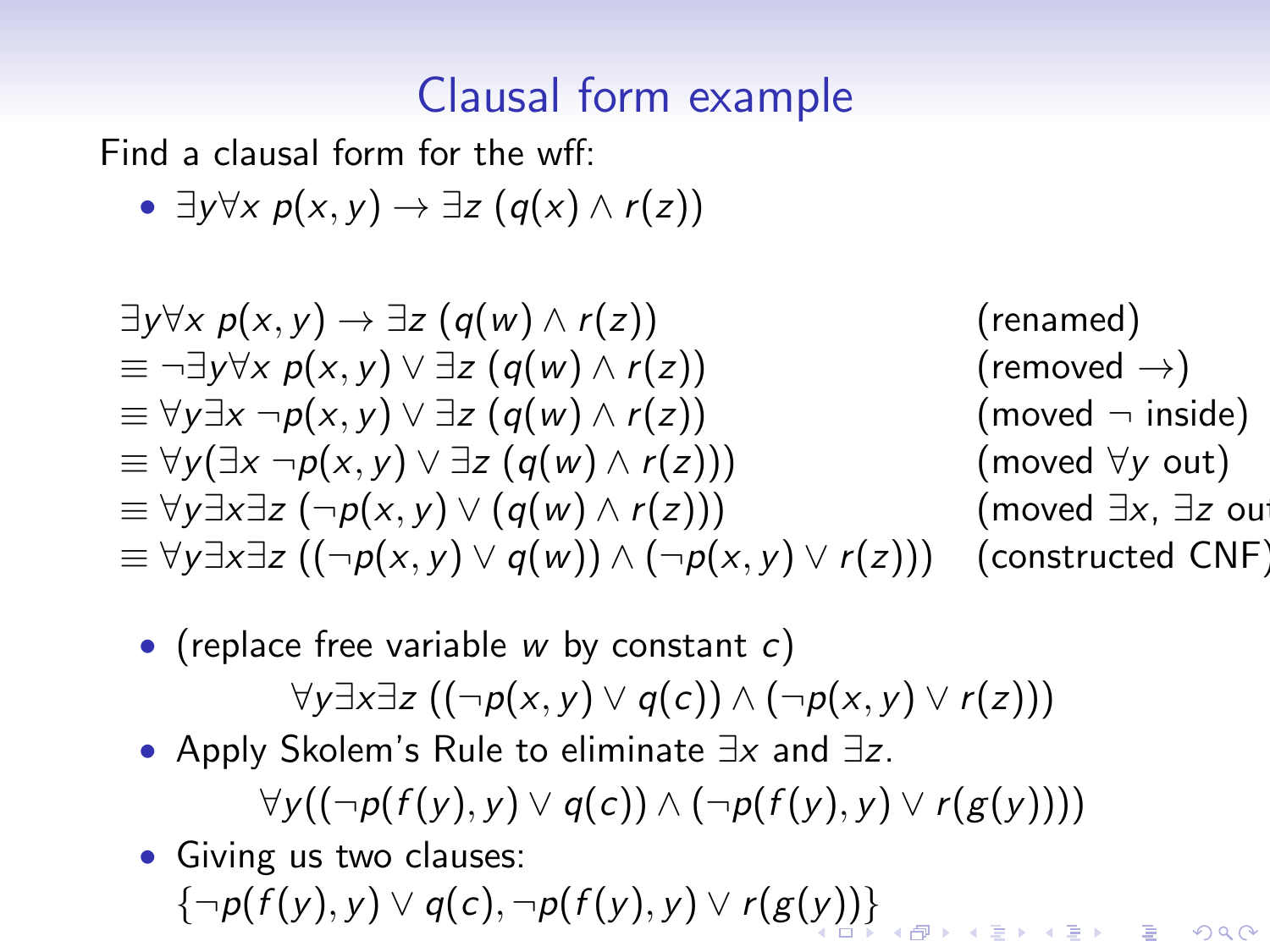# Clausal form example

Find a clausal form for the wff:

- $\exists y \forall x\, p(x, y) \rightarrow \exists z\, (q(x) \wedge r(z))$

$$
\begin{array}{ll}
\exists y \forall x\, p(x,y) \rightarrow \exists z\, (q(w) \wedge r(z)) & \text{(renamed)} \\
\equiv \neg \exists y \forall x\, p(x,y) \vee \exists z\, (q(w) \wedge r(z)) & \text{(removed } \rightarrow\text{)} \\
\equiv \forall y \exists x\, \neg p(x,y) \vee \exists z\, (q(w) \wedge r(z)) & \text{(moved } \neg \text{ inside)} \\
\equiv \forall y (\exists x\, \neg p(x,y) \vee \exists z\, (q(w) \wedge r(z))) & \text{(moved } \forall y \text{ out)} \\
\equiv \forall y \exists x \exists z\, (\neg p(x,y) \vee (q(w) \wedge r(z))) & \text{(moved } \exists x,\, \exists z \text{ out)} \\
\equiv \forall y \exists x \exists z\, ((\neg p(x,y) \vee q(w)) \wedge (\neg p(x,y) \vee r(z))) & \text{(constructed CNF)}
\end{array}
$$

- (replace free variable $w$ by constant $c$)

  $$\forall y \exists x \exists z\, ((\neg p(x,y) \vee q(c)) \wedge (\neg p(x,y) \vee r(z)))$$

- Apply Skolem's Rule to eliminate $\exists x$ and $\exists z$.

  $$\forall y ((\neg p(f(y),y) \vee q(c)) \wedge (\neg p(f(y),y) \vee r(g(y))))$$

- Giving us two clauses:

  $\{\neg p(f(y),y) \vee q(c), \neg p(f(y),y) \vee r(g(y))\}$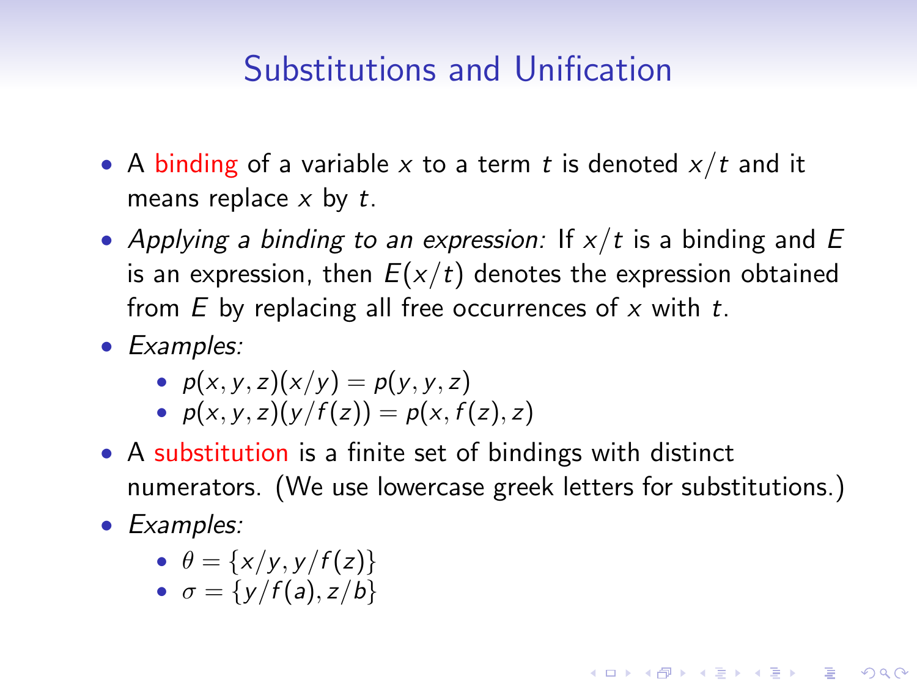# Substitutions and Unification

- A binding of a variable $x$ to a term $t$ is denoted $x/t$ and it means replace $x$ by $t$.
- *Applying a binding to an expression:* If $x/t$ is a binding and $E$ is an expression, then $E(x/t)$ denotes the expression obtained from $E$ by replacing all free occurrences of $x$ with $t$.
- *Examples:*
  - $p(x, y, z)(x/y) = p(y, y, z)$
  - $p(x, y, z)(y/f(z)) = p(x, f(z), z)$
- A substitution is a finite set of bindings with distinct numerators. (We use lowercase greek letters for substitutions.)
- *Examples:*
  - $\theta = \{x/y, y/f(z)\}$
  - $\sigma = \{y/f(a), z/b\}$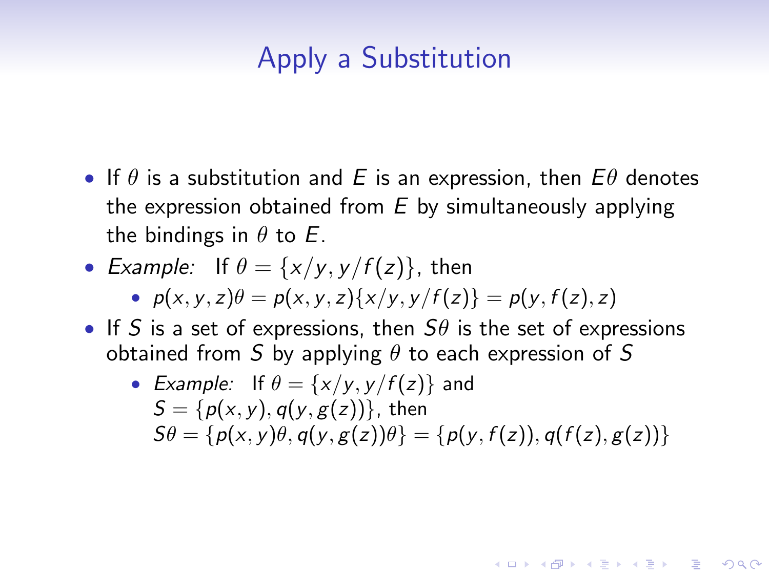# Apply a Substitution

- If $\theta$ is a substitution and $E$ is an expression, then $E\theta$ denotes the expression obtained from $E$ by simultaneously applying the bindings in $\theta$ to $E$.
- *Example:* If $\theta = \{x/y, y/f(z)\}$, then
  - $p(x, y, z)\theta = p(x, y, z)\{x/y, y/f(z)\} = p(y, f(z), z)$
- If $S$ is a set of expressions, then $S\theta$ is the set of expressions obtained from $S$ by applying $\theta$ to each expression of $S$
  - *Example:* If $\theta = \{x/y, y/f(z)\}$ and $S = \{p(x, y), q(y, g(z))\}$, then $S\theta = \{p(x, y)\theta, q(y, g(z))\theta\} = \{p(y, f(z)), q(f(z), g(z))\}$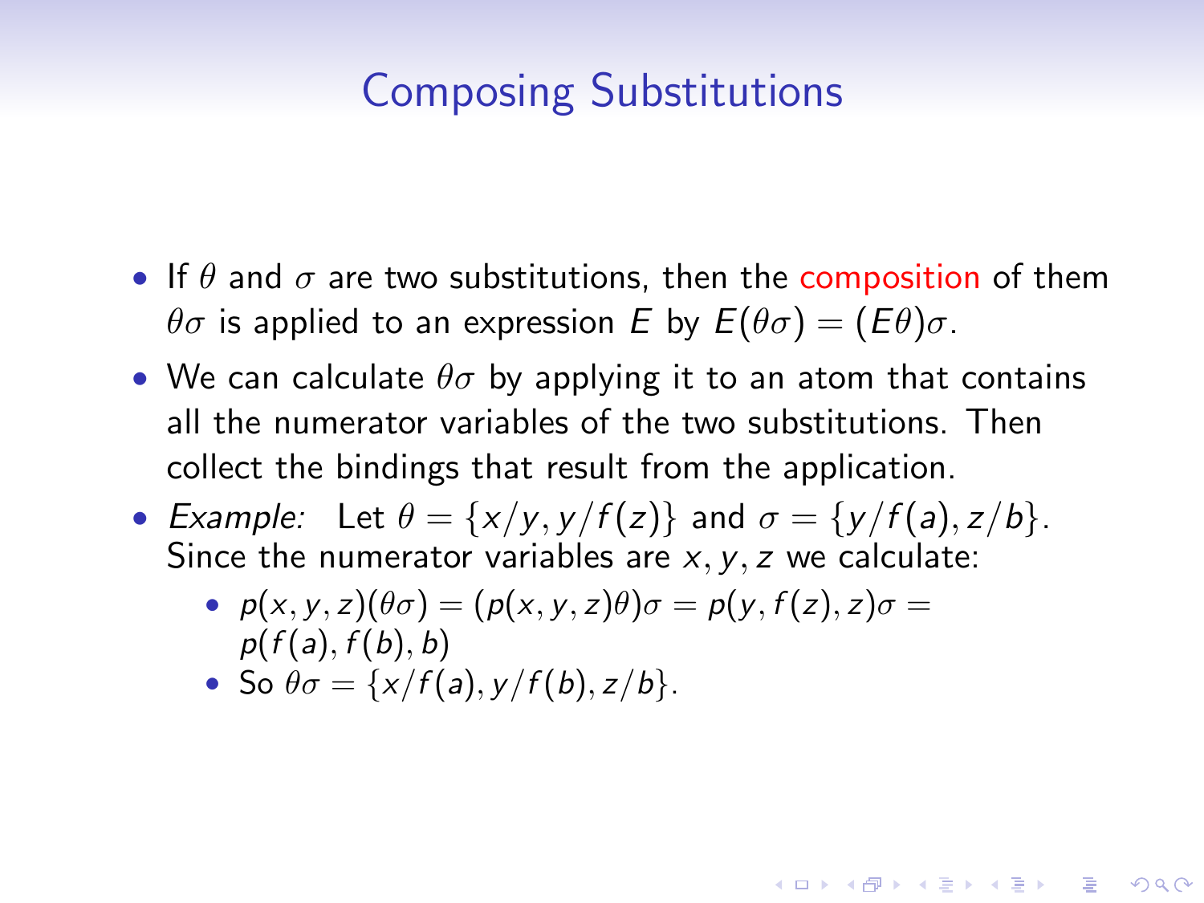# Composing Substitutions

- If $\theta$ and $\sigma$ are two substitutions, then the composition of them $\theta\sigma$ is applied to an expression $E$ by $E(\theta\sigma) = (E\theta)\sigma$.
- We can calculate $\theta\sigma$ by applying it to an atom that contains all the numerator variables of the two substitutions. Then collect the bindings that result from the application.
- *Example:* Let $\theta = \{x/y, y/f(z)\}$ and $\sigma = \{y/f(a), z/b\}$. Since the numerator variables are $x, y, z$ we calculate:
  - $p(x, y, z)(\theta\sigma) = (p(x, y, z)\theta)\sigma = p(y, f(z), z)\sigma = p(f(a), f(b), b)$
  - So $\theta\sigma = \{x/f(a), y/f(b), z/b\}$.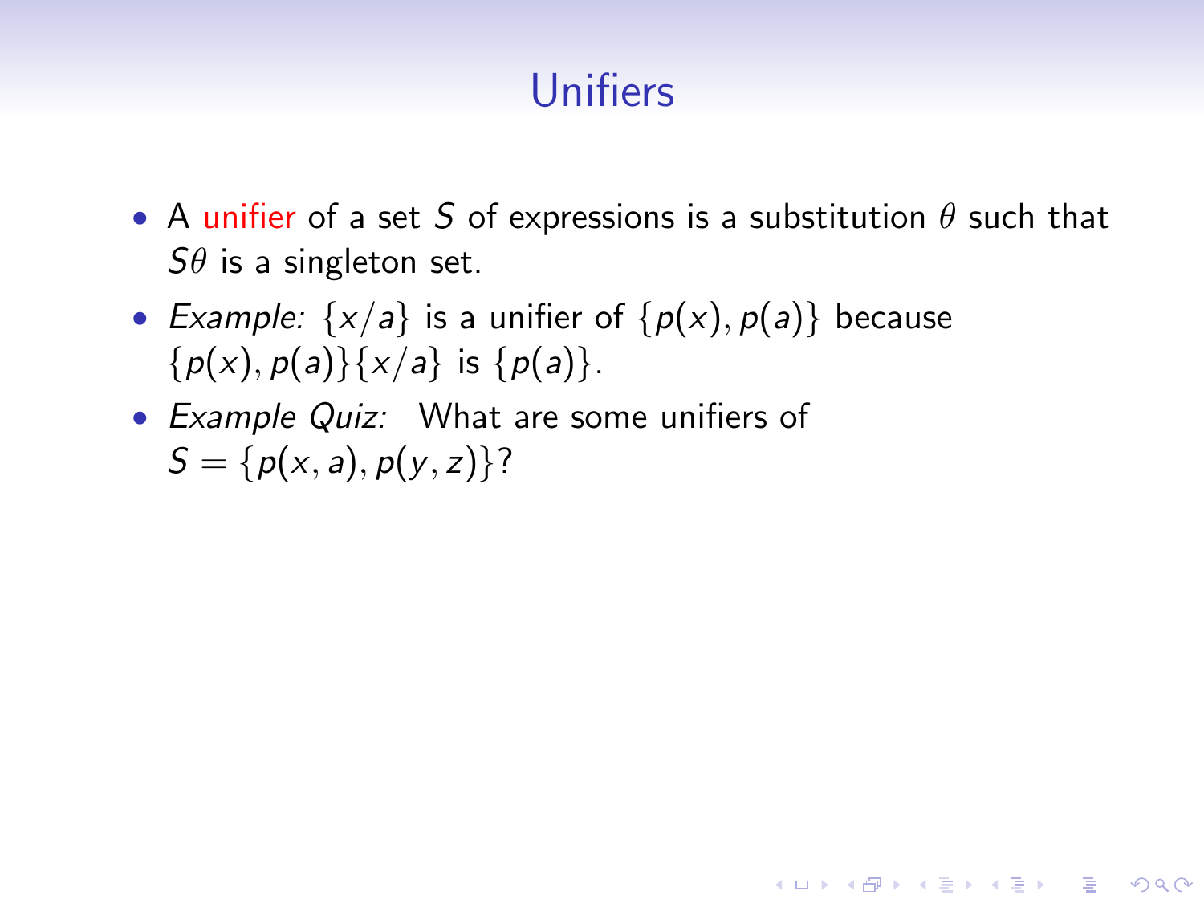# Unifiers

- A unifier of a set $S$ of expressions is a substitution $\theta$ such that $S\theta$ is a singleton set.
- *Example:* $\{x/a\}$ is a unifier of $\{p(x), p(a)\}$ because $\{p(x), p(a)\}\{x/a\}$ is $\{p(a)\}$.
- *Example Quiz:* What are some unifiers of $S = \{p(x, a), p(y, z)\}$?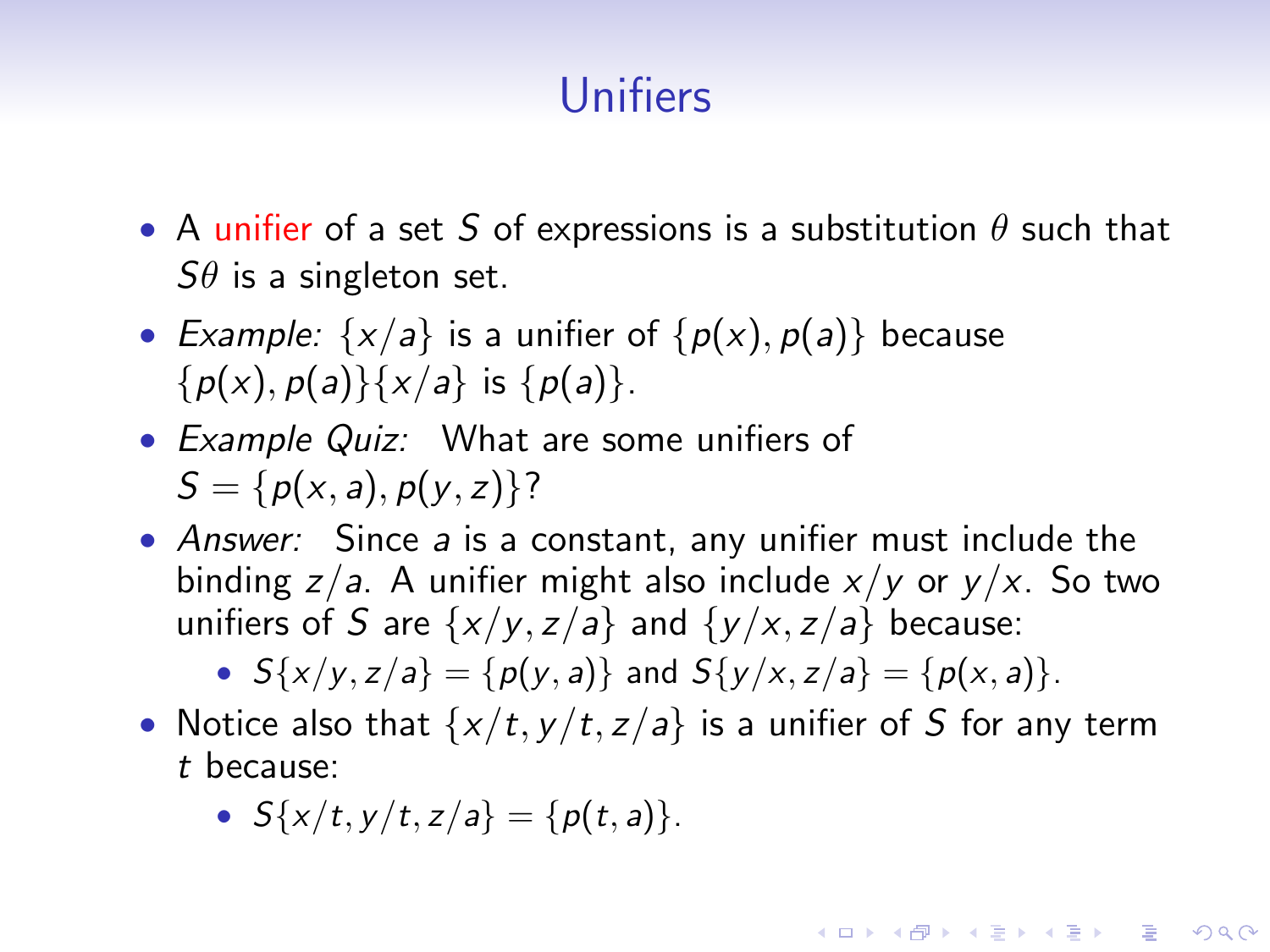# Unifiers

- A unifier of a set $S$ of expressions is a substitution $\theta$ such that $S\theta$ is a singleton set.
- *Example:* $\{x/a\}$ is a unifier of $\{p(x), p(a)\}$ because $\{p(x), p(a)\}\{x/a\}$ is $\{p(a)\}$.
- *Example Quiz:* What are some unifiers of $S = \{p(x, a), p(y, z)\}$?
- *Answer:* Since $a$ is a constant, any unifier must include the binding $z/a$. A unifier might also include $x/y$ or $y/x$. So two unifiers of $S$ are $\{x/y, z/a\}$ and $\{y/x, z/a\}$ because:
  - $S\{x/y, z/a\} = \{p(y, a)\}$ and $S\{y/x, z/a\} = \{p(x, a)\}$.
- Notice also that $\{x/t, y/t, z/a\}$ is a unifier of $S$ for any term $t$ because:
  - $S\{x/t, y/t, z/a\} = \{p(t, a)\}$.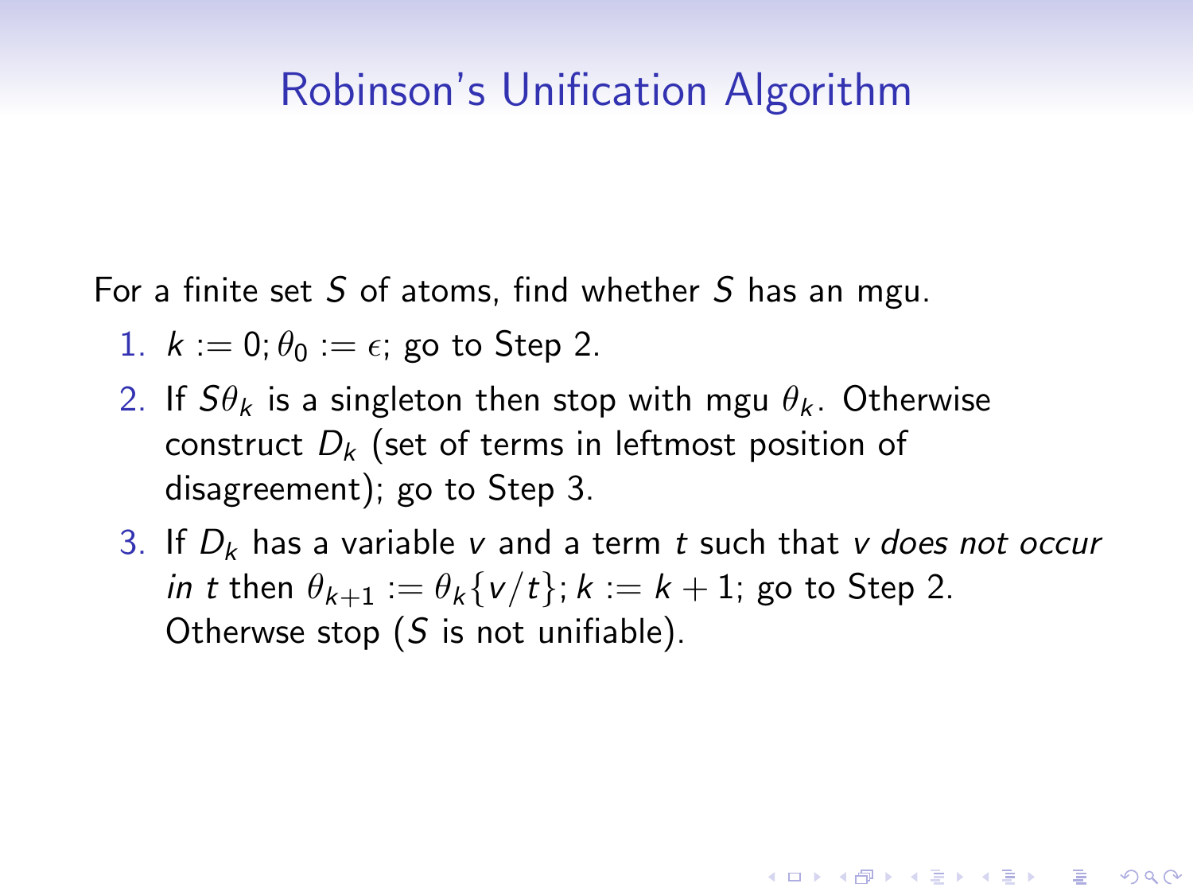# Robinson's Unification Algorithm

For a finite set $S$ of atoms, find whether $S$ has an mgu.

1. $k := 0; \theta_0 := \epsilon$; go to Step 2.
2. If $S\theta_k$ is a singleton then stop with mgu $\theta_k$. Otherwise construct $D_k$ (set of terms in leftmost position of disagreement); go to Step 3.
3. If $D_k$ has a variable $v$ and a term $t$ such that $v$ *does not occur in* $t$ then $\theta_{k+1} := \theta_k\{v/t\}; k := k + 1$; go to Step 2. Otherwse stop ($S$ is not unifiable).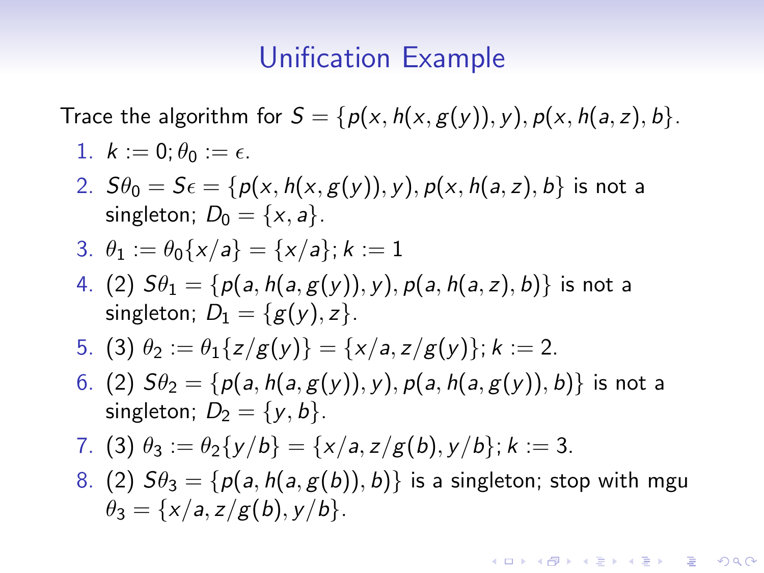# Unification Example

Trace the algorithm for $S = \{p(x, h(x, g(y)), y), p(x, h(a, z), b\}$.

1. $k := 0; \theta_0 := \epsilon$.
2. $S\theta_0 = S\epsilon = \{p(x, h(x, g(y)), y), p(x, h(a, z), b\}$ is not a singleton; $D_0 = \{x, a\}$.
3. $\theta_1 := \theta_0\{x/a\} = \{x/a\}; k := 1$
4. (2) $S\theta_1 = \{p(a, h(a, g(y)), y), p(a, h(a, z), b)\}$ is not a singleton; $D_1 = \{g(y), z\}$.
5. (3) $\theta_2 := \theta_1\{z/g(y)\} = \{x/a, z/g(y)\}; k := 2$.
6. (2) $S\theta_2 = \{p(a, h(a, g(y)), y), p(a, h(a, g(y)), b)\}$ is not a singleton; $D_2 = \{y, b\}$.
7. (3) $\theta_3 := \theta_2\{y/b\} = \{x/a, z/g(b), y/b\}; k := 3$.
8. (2) $S\theta_3 = \{p(a, h(a, g(b)), b)\}$ is a singleton; stop with mgu $\theta_3 = \{x/a, z/g(b), y/b\}$.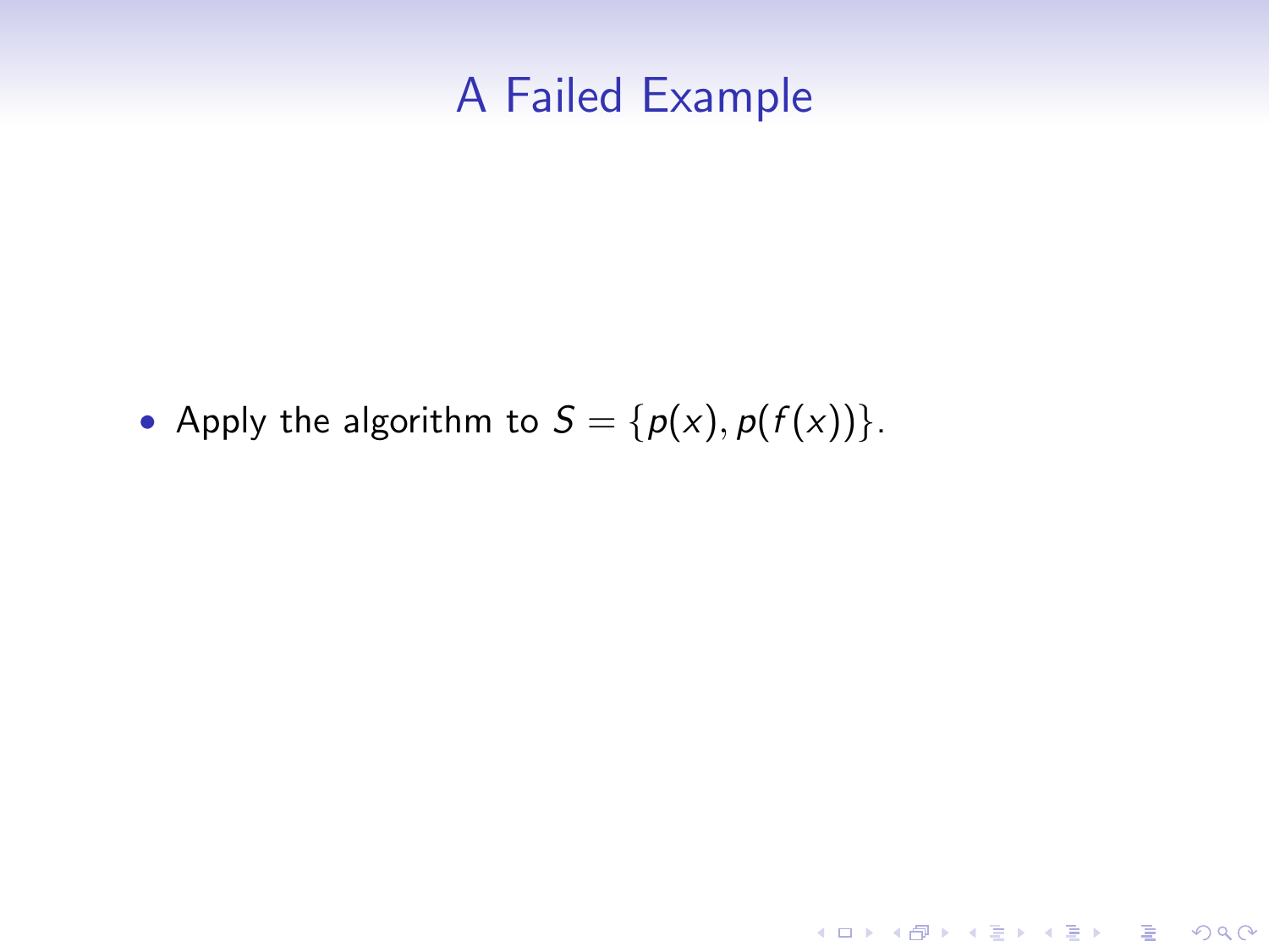# A Failed Example

- Apply the algorithm to $S = \{p(x), p(f(x))\}$.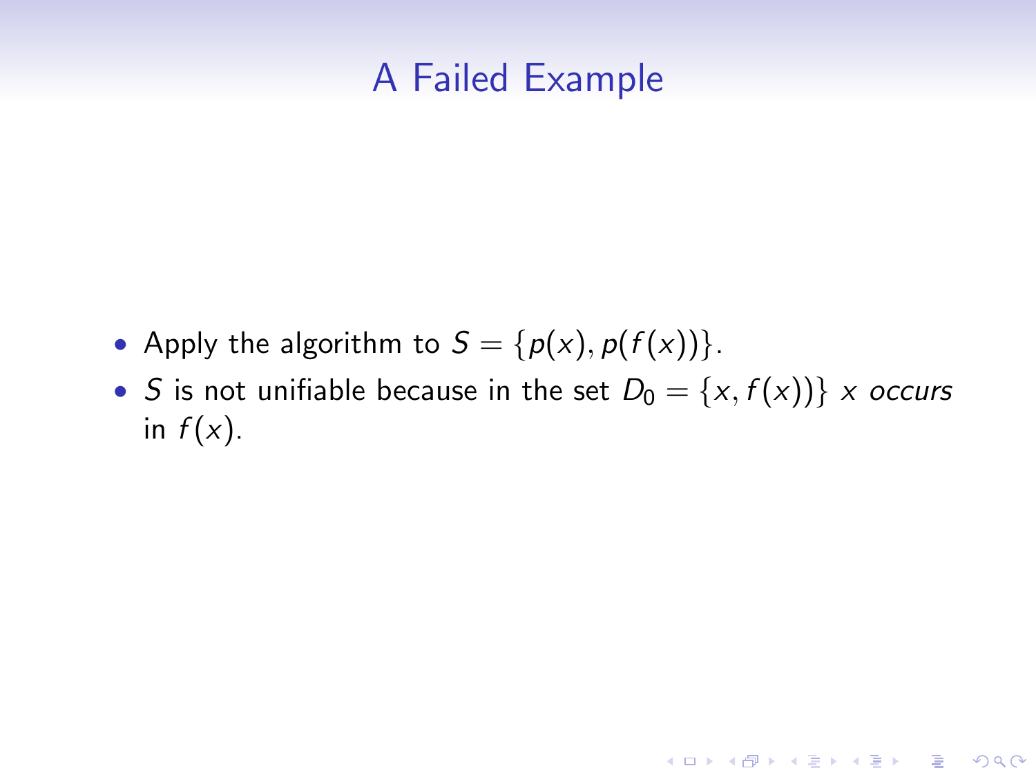# A Failed Example

- Apply the algorithm to $S = \{p(x), p(f(x))\}$.
- $S$ is not unifiable because in the set $D_0 = \{x, f(x)\}$ $x$ *occurs* in $f(x)$.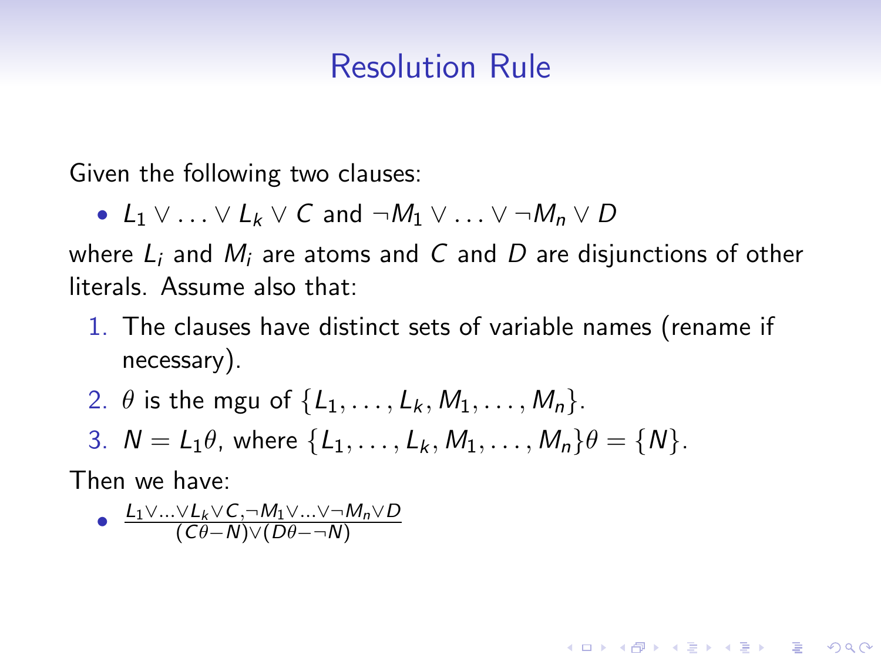# Resolution Rule

Given the following two clauses:

- $L_1 \vee \ldots \vee L_k \vee C$ and $\neg M_1 \vee \ldots \vee \neg M_n \vee D$

where $L_i$ and $M_i$ are atoms and $C$ and $D$ are disjunctions of other literals. Assume also that:

1. The clauses have distinct sets of variable names (rename if necessary).
2. $\theta$ is the mgu of $\{L_1, \ldots, L_k, M_1, \ldots, M_n\}$.
3. $N = L_1\theta$, where $\{L_1, \ldots, L_k, M_1, \ldots, M_n\}\theta = \{N\}$.

Then we have:

- $\frac{L_1 \vee \ldots \vee L_k \vee C, \neg M_1 \vee \ldots \vee \neg M_n \vee D}{(C\theta - N) \vee (D\theta - \neg N)}$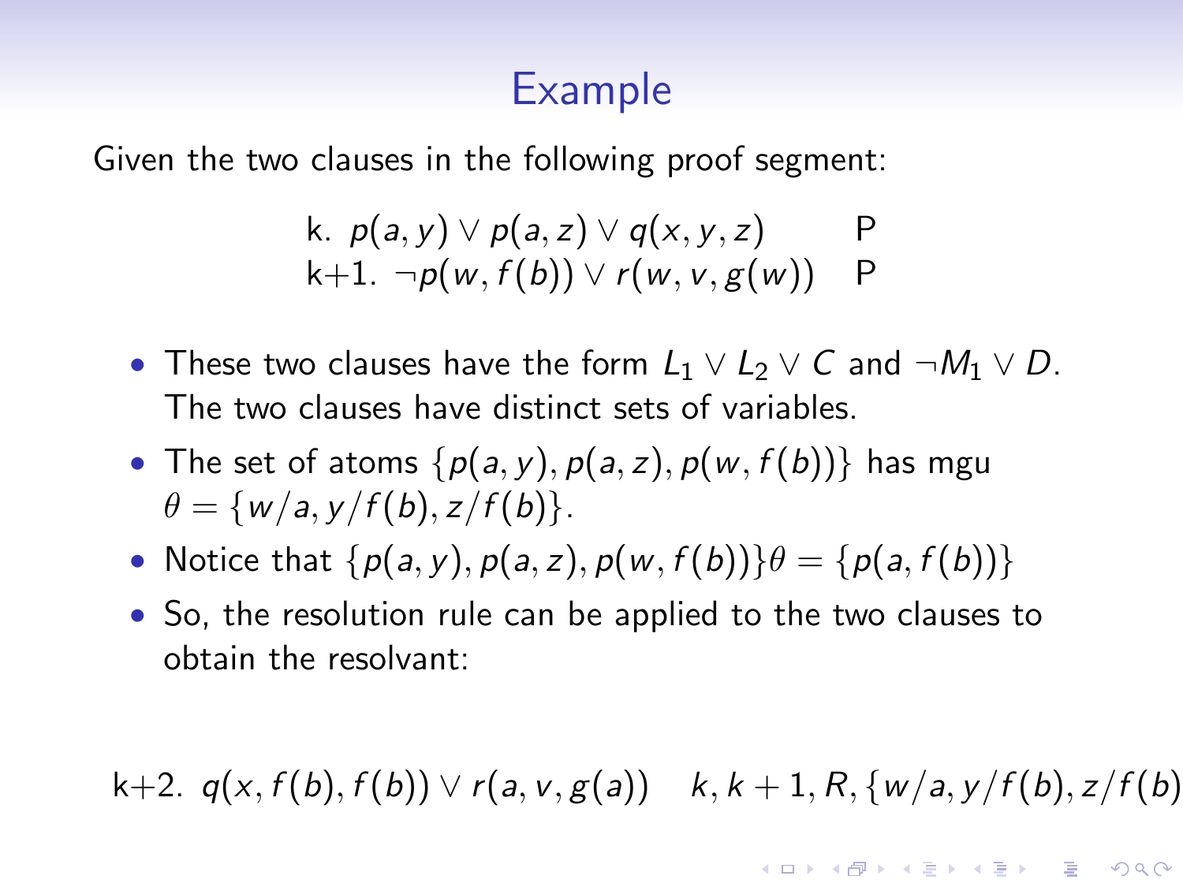# Example

Given the two clauses in the following proof segment:

$$
\begin{array}{ll}
\text{k. } p(a,y) \vee p(a,z) \vee q(x,y,z) & \text{P} \\
\text{k+1. } \neg p(w,f(b)) \vee r(w,v,g(w)) & \text{P}
\end{array}
$$

- These two clauses have the form $L_1 \vee L_2 \vee C$ and $\neg M_1 \vee D$. The two clauses have distinct sets of variables.
- The set of atoms $\{p(a,y), p(a,z), p(w,f(b))\}$ has mgu $\theta = \{w/a, y/f(b), z/f(b)\}$.
- Notice that $\{p(a,y), p(a,z), p(w,f(b))\}\theta = \{p(a,f(b))\}$
- So, the resolution rule can be applied to the two clauses to obtain the resolvant:

k+2. $q(x,f(b),f(b)) \vee r(a,v,g(a))$ $\quad k, k+1, R, \{w/a, y/f(b), z/f(b)$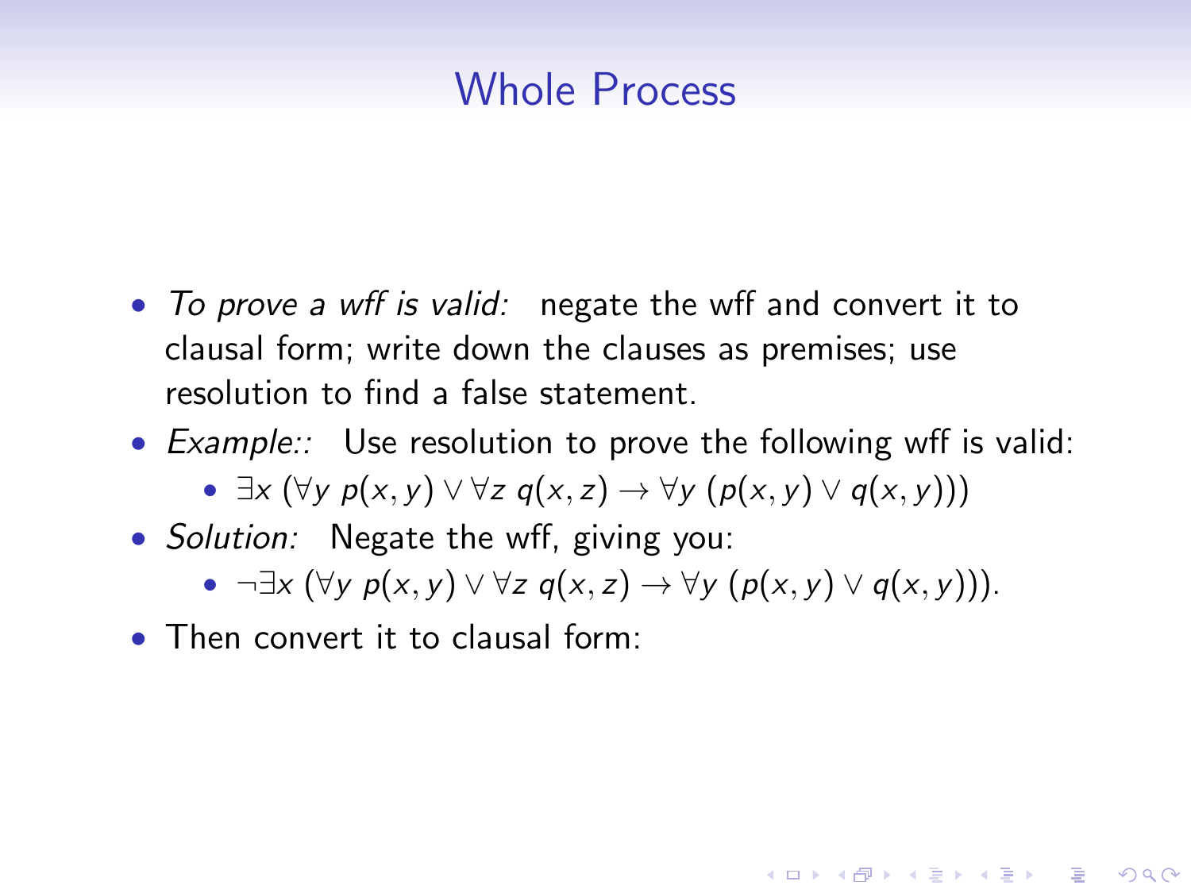# Whole Process

- *To prove a wff is valid:* negate the wff and convert it to clausal form; write down the clauses as premises; use resolution to find a false statement.
- *Example::* Use resolution to prove the following wff is valid:
  - $\exists x\ (\forall y\ p(x,y) \vee \forall z\ q(x,z) \rightarrow \forall y\ (p(x,y) \vee q(x,y)))$
- *Solution:* Negate the wff, giving you:
  - $\neg\exists x\ (\forall y\ p(x,y) \vee \forall z\ q(x,z) \rightarrow \forall y\ (p(x,y) \vee q(x,y)))$.
- Then convert it to clausal form: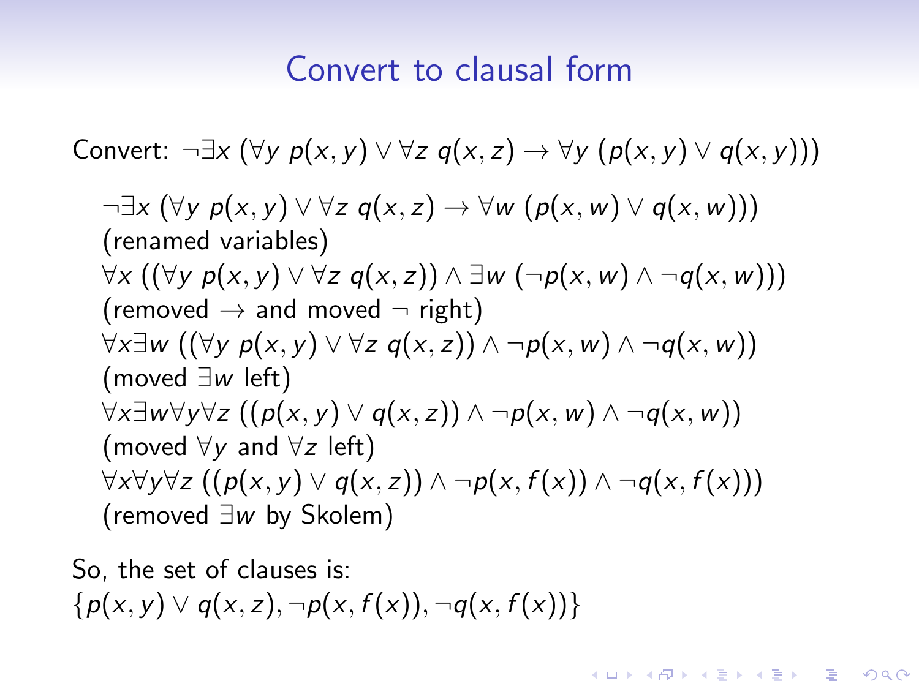# Convert to clausal form

Convert: $\neg\exists x\, (\forall y\ p(x, y) \vee \forall z\ q(x, z) \rightarrow \forall y\ (p(x, y) \vee q(x, y)))$

$\neg\exists x\, (\forall y\ p(x, y) \vee \forall z\ q(x, z) \rightarrow \forall w\ (p(x, w) \vee q(x, w)))$
(renamed variables)

$\forall x\, ((\forall y\ p(x, y) \vee \forall z\ q(x, z)) \wedge \exists w\ (\neg p(x, w) \wedge \neg q(x, w)))$
(removed $\rightarrow$ and moved $\neg$ right)

$\forall x \exists w\, ((\forall y\ p(x, y) \vee \forall z\ q(x, z)) \wedge \neg p(x, w) \wedge \neg q(x, w))$
(moved $\exists w$ left)

$\forall x \exists w \forall y \forall z\, ((p(x, y) \vee q(x, z)) \wedge \neg p(x, w) \wedge \neg q(x, w))$
(moved $\forall y$ and $\forall z$ left)

$\forall x \forall y \forall z\, ((p(x, y) \vee q(x, z)) \wedge \neg p(x, f(x)) \wedge \neg q(x, f(x)))$
(removed $\exists w$ by Skolem)

So, the set of clauses is:
$\{p(x, y) \vee q(x, z), \neg p(x, f(x)), \neg q(x, f(x))\}$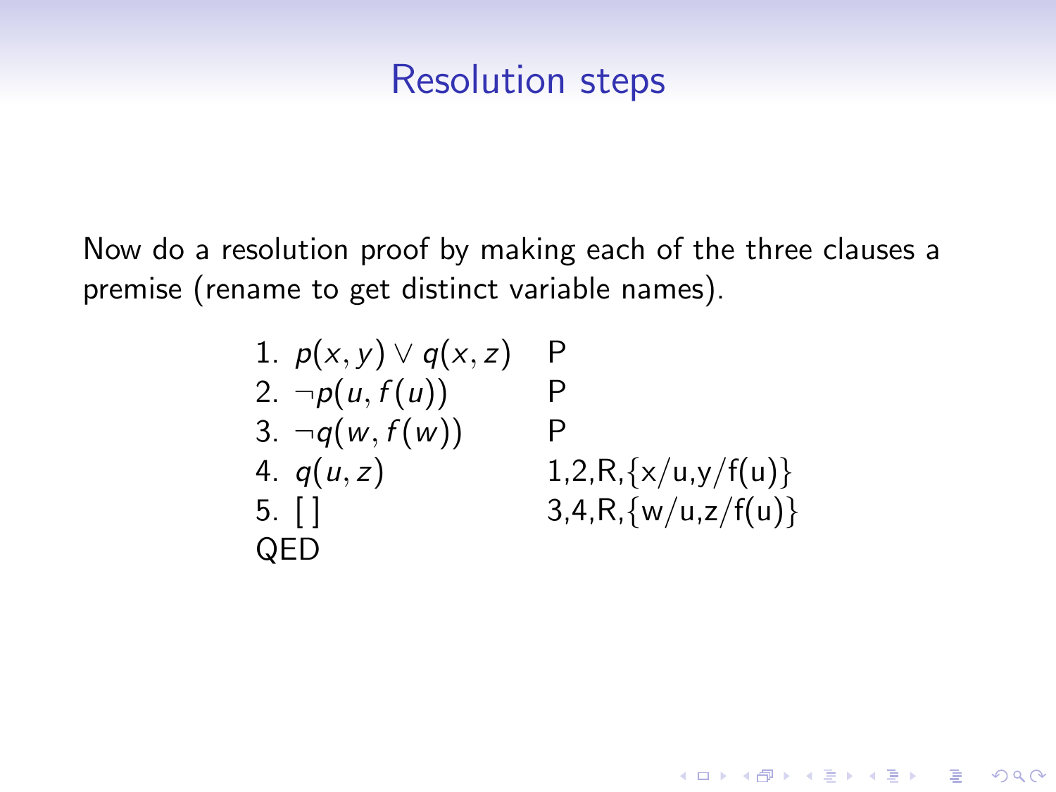## Resolution steps

Now do a resolution proof by making each of the three clauses a premise (rename to get distinct variable names).

| | | |
|---|---|---|
| 1. | $p(x, y) \vee q(x, z)$ | P |
| 2. | $\neg p(u, f(u))$ | P |
| 3. | $\neg q(w, f(w))$ | P |
| 4. | $q(u, z)$ | 1,2,R,{x/u,y/f(u)} |
| 5. | [ ] | 3,4,R,{w/u,z/f(u)} |

QED